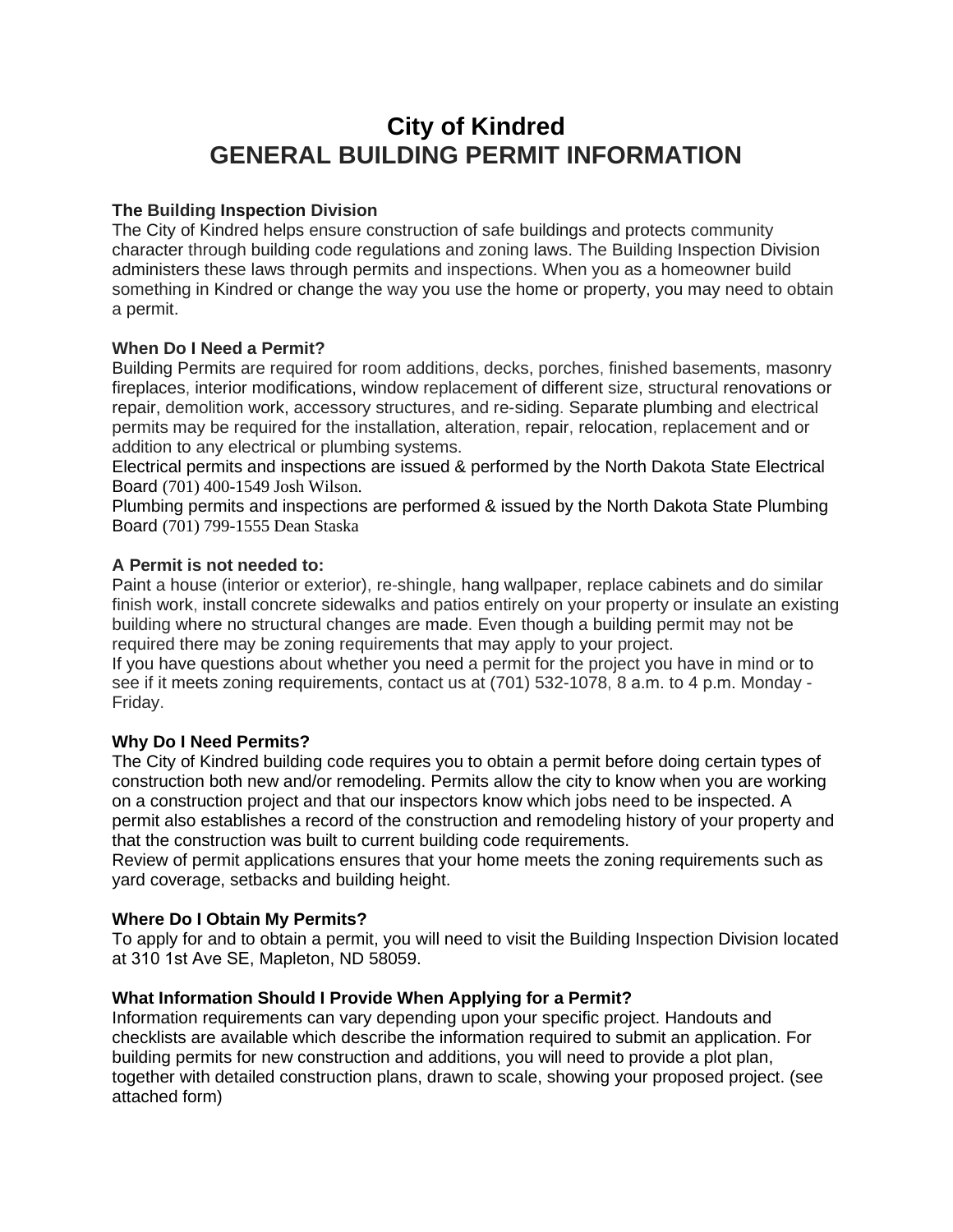# City of Kindred
# GENERAL BUILDING PERMIT INFORMATION

**The Building Inspection Division**

The City of Kindred helps ensure construction of safe buildings and protects community character through building code regulations and zoning laws. The Building Inspection Division administers these laws through permits and inspections. When you as a homeowner build something in Kindred or change the way you use the home or property, you may need to obtain a permit.

**When Do I Need a Permit?**

Building Permits are required for room additions, decks, porches, finished basements, masonry fireplaces, interior modifications, window replacement of different size, structural renovations or repair, demolition work, accessory structures, and re-siding. Separate plumbing and electrical permits may be required for the installation, alteration, repair, relocation, replacement and or addition to any electrical or plumbing systems.

Electrical permits and inspections are issued & performed by the North Dakota State Electrical Board (701) 400-1549 Josh Wilson.

Plumbing permits and inspections are performed & issued by the North Dakota State Plumbing Board (701) 799-1555 Dean Staska

**A Permit is not needed to:**

Paint a house (interior or exterior), re-shingle, hang wallpaper, replace cabinets and do similar finish work, install concrete sidewalks and patios entirely on your property or insulate an existing building where no structural changes are made. Even though a building permit may not be required there may be zoning requirements that may apply to your project.

If you have questions about whether you need a permit for the project you have in mind or to see if it meets zoning requirements, contact us at (701) 532-1078, 8 a.m. to 4 p.m. Monday - Friday.

**Why Do I Need Permits?**

The City of Kindred building code requires you to obtain a permit before doing certain types of construction both new and/or remodeling. Permits allow the city to know when you are working on a construction project and that our inspectors know which jobs need to be inspected. A permit also establishes a record of the construction and remodeling history of your property and that the construction was built to current building code requirements.

Review of permit applications ensures that your home meets the zoning requirements such as yard coverage, setbacks and building height.

**Where Do I Obtain My Permits?**

To apply for and to obtain a permit, you will need to visit the Building Inspection Division located at 310 1st Ave SE, Mapleton, ND 58059.

**What Information Should I Provide When Applying for a Permit?**

Information requirements can vary depending upon your specific project. Handouts and checklists are available which describe the information required to submit an application. For building permits for new construction and additions, you will need to provide a plot plan, together with detailed construction plans, drawn to scale, showing your proposed project. (see attached form)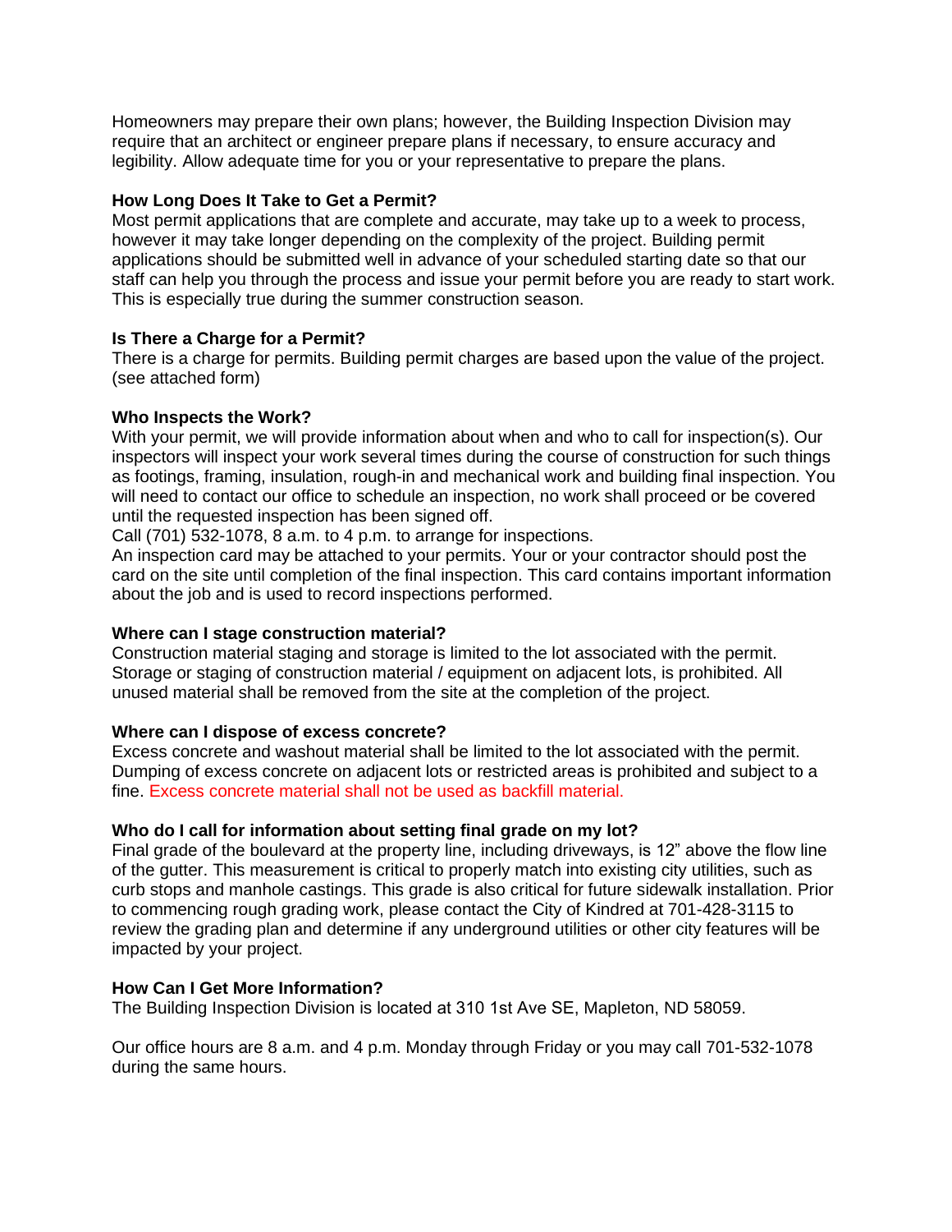Homeowners may prepare their own plans; however, the Building Inspection Division may require that an architect or engineer prepare plans if necessary, to ensure accuracy and legibility. Allow adequate time for you or your representative to prepare the plans.

**How Long Does It Take to Get a Permit?**
Most permit applications that are complete and accurate, may take up to a week to process, however it may take longer depending on the complexity of the project. Building permit applications should be submitted well in advance of your scheduled starting date so that our staff can help you through the process and issue your permit before you are ready to start work. This is especially true during the summer construction season.

**Is There a Charge for a Permit?**
There is a charge for permits. Building permit charges are based upon the value of the project. (see attached form)

**Who Inspects the Work?**
With your permit, we will provide information about when and who to call for inspection(s). Our inspectors will inspect your work several times during the course of construction for such things as footings, framing, insulation, rough-in and mechanical work and building final inspection. You will need to contact our office to schedule an inspection, no work shall proceed or be covered until the requested inspection has been signed off.
Call (701) 532-1078, 8 a.m. to 4 p.m. to arrange for inspections.
An inspection card may be attached to your permits. Your or your contractor should post the card on the site until completion of the final inspection. This card contains important information about the job and is used to record inspections performed.

**Where can I stage construction material?**
Construction material staging and storage is limited to the lot associated with the permit. Storage or staging of construction material / equipment on adjacent lots, is prohibited. All unused material shall be removed from the site at the completion of the project.

**Where can I dispose of excess concrete?**
Excess concrete and washout material shall be limited to the lot associated with the permit. Dumping of excess concrete on adjacent lots or restricted areas is prohibited and subject to a fine. Excess concrete material shall not be used as backfill material.

**Who do I call for information about setting final grade on my lot?**
Final grade of the boulevard at the property line, including driveways, is 12" above the flow line of the gutter. This measurement is critical to properly match into existing city utilities, such as curb stops and manhole castings. This grade is also critical for future sidewalk installation. Prior to commencing rough grading work, please contact the City of Kindred at 701-428-3115 to review the grading plan and determine if any underground utilities or other city features will be impacted by your project.

**How Can I Get More Information?**
The Building Inspection Division is located at 310 1st Ave SE, Mapleton, ND 58059.

Our office hours are 8 a.m. and 4 p.m. Monday through Friday or you may call 701-532-1078 during the same hours.